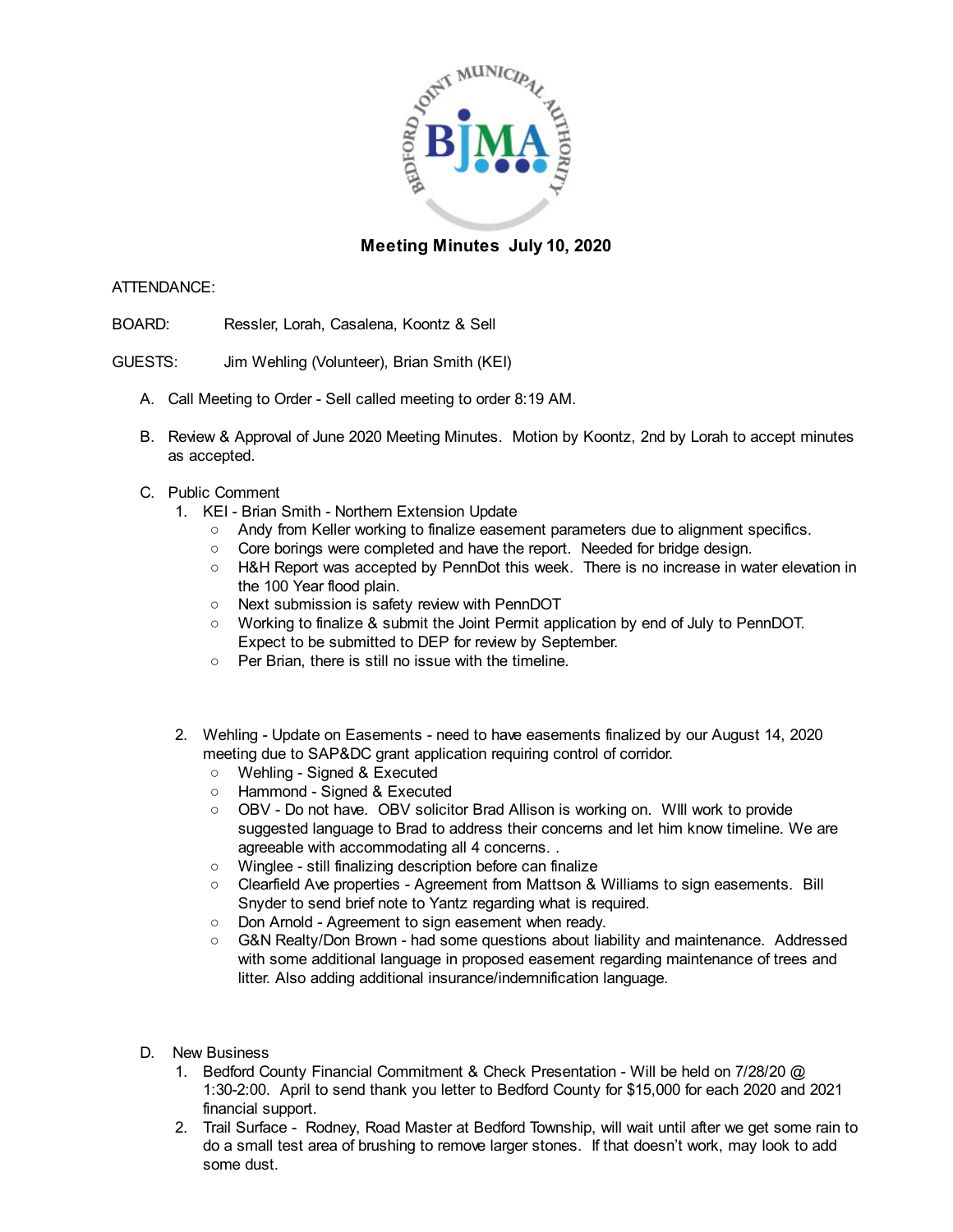# Meeting Minutes July 10, 2020

ATTENDANCE:

BOARD: Ressler, Lorah, Casalena, Koontz & Sell

GUESTS: Jim Wehling (Volunteer), Brian Smith (KEI)

A. Call Meeting to Order - Sell called meeting to order 8:19 AM.

B. Review & Approval of June 2020 Meeting Minutes. Motion by Koontz, 2nd by Lorah to accept minutes as accepted.

C. Public Comment

1. KEI - Brian Smith - Northern Extension Update
   - Andy from Keller working to finalize easement parameters due to alignment specifics.
   - Core borings were completed and have the report. Needed for bridge design.
   - H&H Report was accepted by PennDot this week. There is no increase in water elevation in the 100 Year flood plain.
   - Next submission is safety review with PennDOT
   - Working to finalize & submit the Joint Permit application by end of July to PennDOT. Expect to be submitted to DEP for review by September.
   - Per Brian, there is still no issue with the timeline.

2. Wehling - Update on Easements - need to have easements finalized by our August 14, 2020 meeting due to SAP&DC grant application requiring control of corridor.
   - Wehling - Signed & Executed
   - Hammond - Signed & Executed
   - OBV - Do not have. OBV solicitor Brad Allison is working on. WIll work to provide suggested language to Brad to address their concerns and let him know timeline. We are agreeable with accommodating all 4 concerns. .
   - Winglee - still finalizing description before can finalize
   - Clearfield Ave properties - Agreement from Mattson & Williams to sign easements. Bill Snyder to send brief note to Yantz regarding what is required.
   - Don Arnold - Agreement to sign easement when ready.
   - G&N Realty/Don Brown - had some questions about liability and maintenance. Addressed with some additional language in proposed easement regarding maintenance of trees and litter. Also adding additional insurance/indemnification language.

D. New Business

1. Bedford County Financial Commitment & Check Presentation - Will be held on 7/28/20 @ 1:30-2:00. April to send thank you letter to Bedford County for $15,000 for each 2020 and 2021 financial support.
2. Trail Surface - Rodney, Road Master at Bedford Township, will wait until after we get some rain to do a small test area of brushing to remove larger stones. If that doesn't work, may look to add some dust.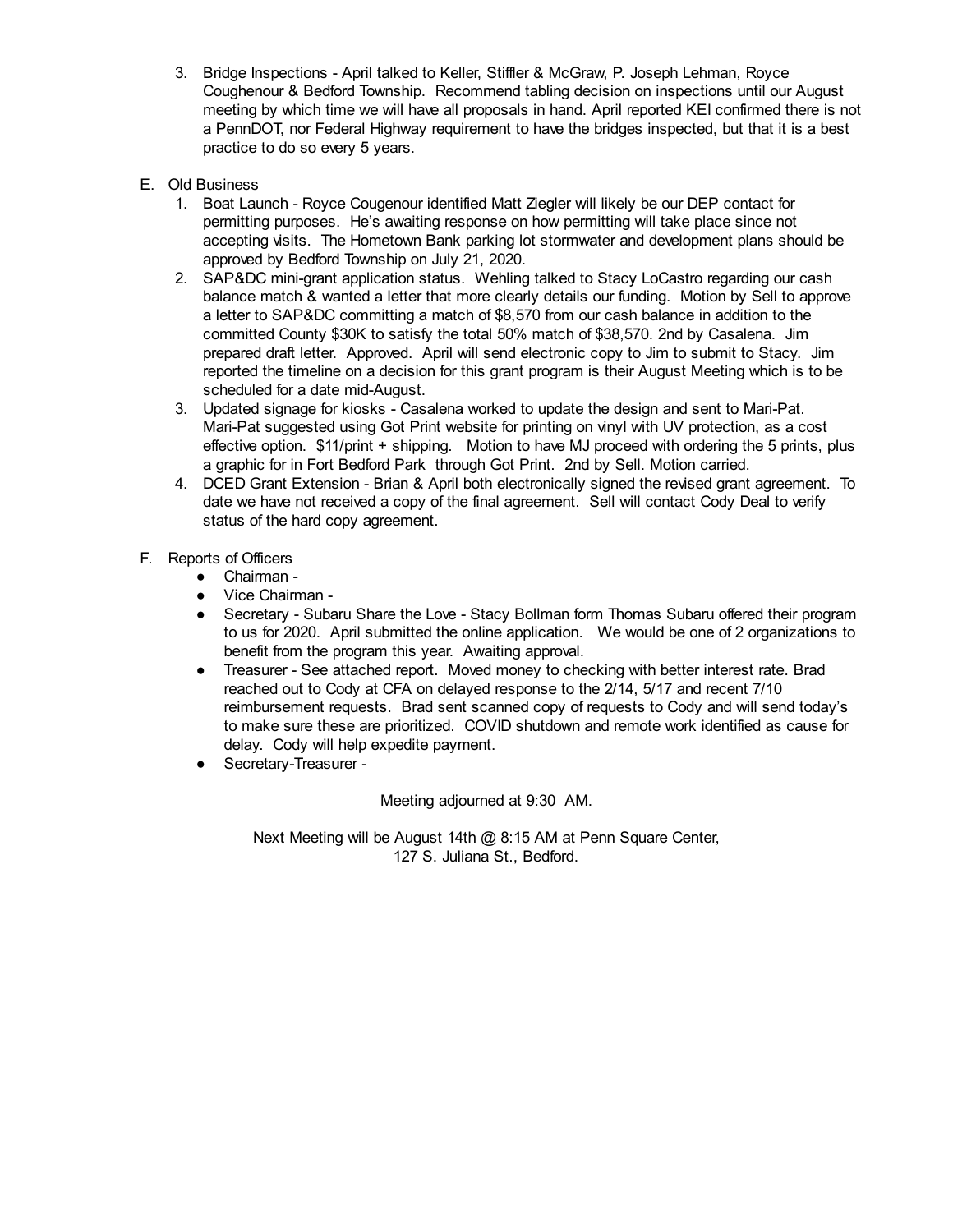3. Bridge Inspections - April talked to Keller, Stiffler & McGraw, P. Joseph Lehman, Royce Coughenour & Bedford Township. Recommend tabling decision on inspections until our August meeting by which time we will have all proposals in hand. April reported KEI confirmed there is not a PennDOT, nor Federal Highway requirement to have the bridges inspected, but that it is a best practice to do so every 5 years.

E. Old Business

1. Boat Launch - Royce Cougenour identified Matt Ziegler will likely be our DEP contact for permitting purposes. He's awaiting response on how permitting will take place since not accepting visits. The Hometown Bank parking lot stormwater and development plans should be approved by Bedford Township on July 21, 2020.
2. SAP&DC mini-grant application status. Wehling talked to Stacy LoCastro regarding our cash balance match & wanted a letter that more clearly details our funding. Motion by Sell to approve a letter to SAP&DC committing a match of $8,570 from our cash balance in addition to the committed County $30K to satisfy the total 50% match of $38,570. 2nd by Casalena. Jim prepared draft letter. Approved. April will send electronic copy to Jim to submit to Stacy. Jim reported the timeline on a decision for this grant program is their August Meeting which is to be scheduled for a date mid-August.
3. Updated signage for kiosks - Casalena worked to update the design and sent to Mari-Pat. Mari-Pat suggested using Got Print website for printing on vinyl with UV protection, as a cost effective option. $11/print + shipping. Motion to have MJ proceed with ordering the 5 prints, plus a graphic for in Fort Bedford Park through Got Print. 2nd by Sell. Motion carried.
4. DCED Grant Extension - Brian & April both electronically signed the revised grant agreement. To date we have not received a copy of the final agreement. Sell will contact Cody Deal to verify status of the hard copy agreement.

F. Reports of Officers

- Chairman -
- Vice Chairman -
- Secretary - Subaru Share the Love - Stacy Bollman form Thomas Subaru offered their program to us for 2020. April submitted the online application. We would be one of 2 organizations to benefit from the program this year. Awaiting approval.
- Treasurer - See attached report. Moved money to checking with better interest rate. Brad reached out to Cody at CFA on delayed response to the 2/14, 5/17 and recent 7/10 reimbursement requests. Brad sent scanned copy of requests to Cody and will send today's to make sure these are prioritized. COVID shutdown and remote work identified as cause for delay. Cody will help expedite payment.
- Secretary-Treasurer -

Meeting adjourned at 9:30 AM.

Next Meeting will be August 14th @ 8:15 AM at Penn Square Center, 127 S. Juliana St., Bedford.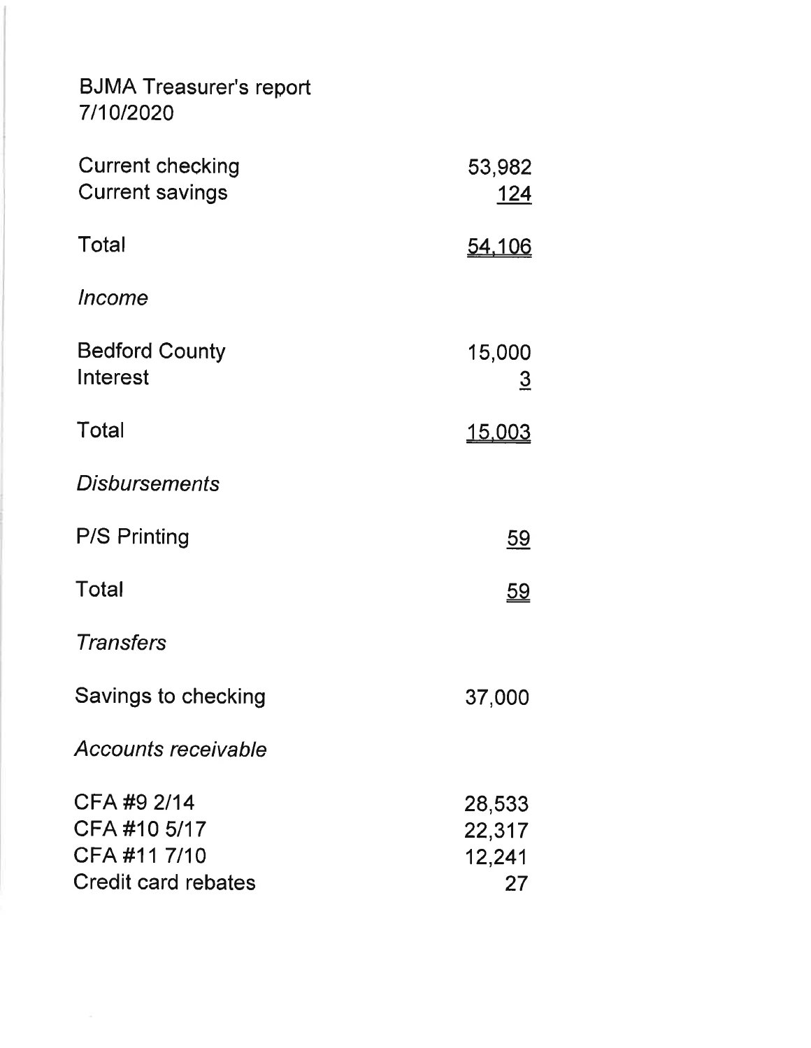BJMA Treasurer's report
7/10/2020

| | |
|---|---|
| Current checking | 53,982 |
| Current savings | 124 |
| Total | 54,106 |
| *Income* | |
| Bedford County | 15,000 |
| Interest | 3 |
| Total | 15,003 |
| *Disbursements* | |
| P/S Printing | 59 |
| Total | 59 |
| *Transfers* | |
| Savings to checking | 37,000 |
| *Accounts receivable* | |
| CFA #9 2/14 | 28,533 |
| CFA #10 5/17 | 22,317 |
| CFA #11 7/10 | 12,241 |
| Credit card rebates | 27 |